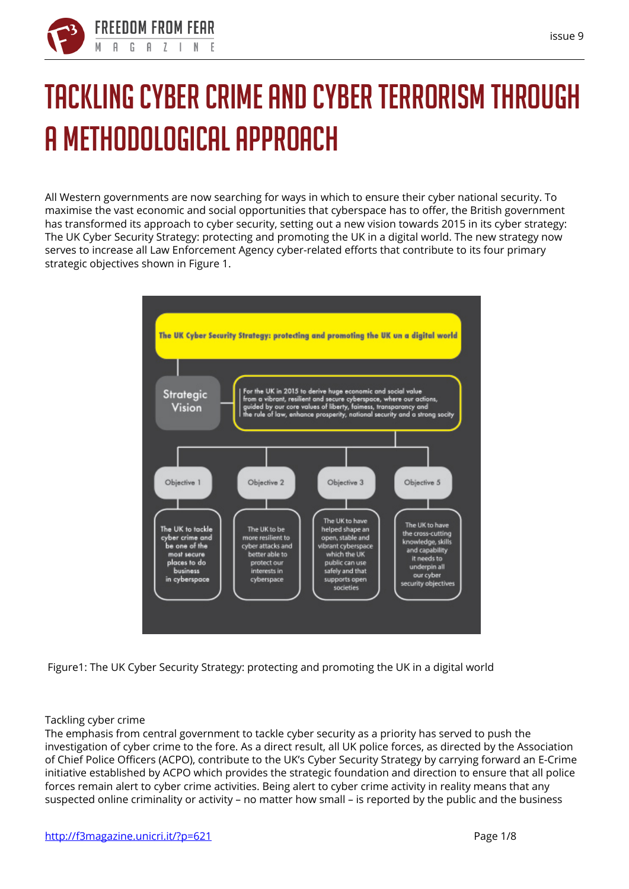# TACKLING CYBER CRIME AND CYBER TERRORISM THROUGH A METHODOLOGICAL APPROACH

All Western governments are now searching for ways in which to ensure their cyber national security. To maximise the vast economic and social opportunities that cyberspace has to offer, the British government has transformed its approach to cyber security, setting out a new vision towards 2015 in its cyber strategy: The UK Cyber Security Strategy: protecting and promoting the UK in a digital world. The new strategy now serves to increase all Law Enforcement Agency cyber-related efforts that contribute to its four primary strategic objectives shown in Figure 1.

The UK Cyber Security Strategy: protecting and promoting the UK un a digital world

Strategic Vision

For the UK in 2015 to derive huge economic and social value from a vibrant, resilient and secure cyberspace, where our actions, guided by our core values of liberty, fairness, transparency and the rule of law, enhance prosperity, national security and a strong socity

Objective 1: The UK to tackle cyber crime and be one of the most secure places to do business in cyberspace

Objective 2: The UK to be more resilient to cyber attacks and better able to protect our interests in cyberspace

Objective 3: The UK to have helped shape an open, stable and vibrant cyberspace which the UK public can use safely and that supports open societies

Objective 5: The UK to have the cross-cutting knowledge, skills and capability it needs to underpin all our cyber security objectives

Figure1: The UK Cyber Security Strategy: protecting and promoting the UK in a digital world

Tackling cyber crime

The emphasis from central government to tackle cyber security as a priority has served to push the investigation of cyber crime to the fore. As a direct result, all UK police forces, as directed by the Association of Chief Police Officers (ACPO), contribute to the UK's Cyber Security Strategy by carrying forward an E-Crime initiative established by ACPO which provides the strategic foundation and direction to ensure that all police forces remain alert to cyber crime activities. Being alert to cyber crime activity in reality means that any suspected online criminality or activity – no matter how small – is reported by the public and the business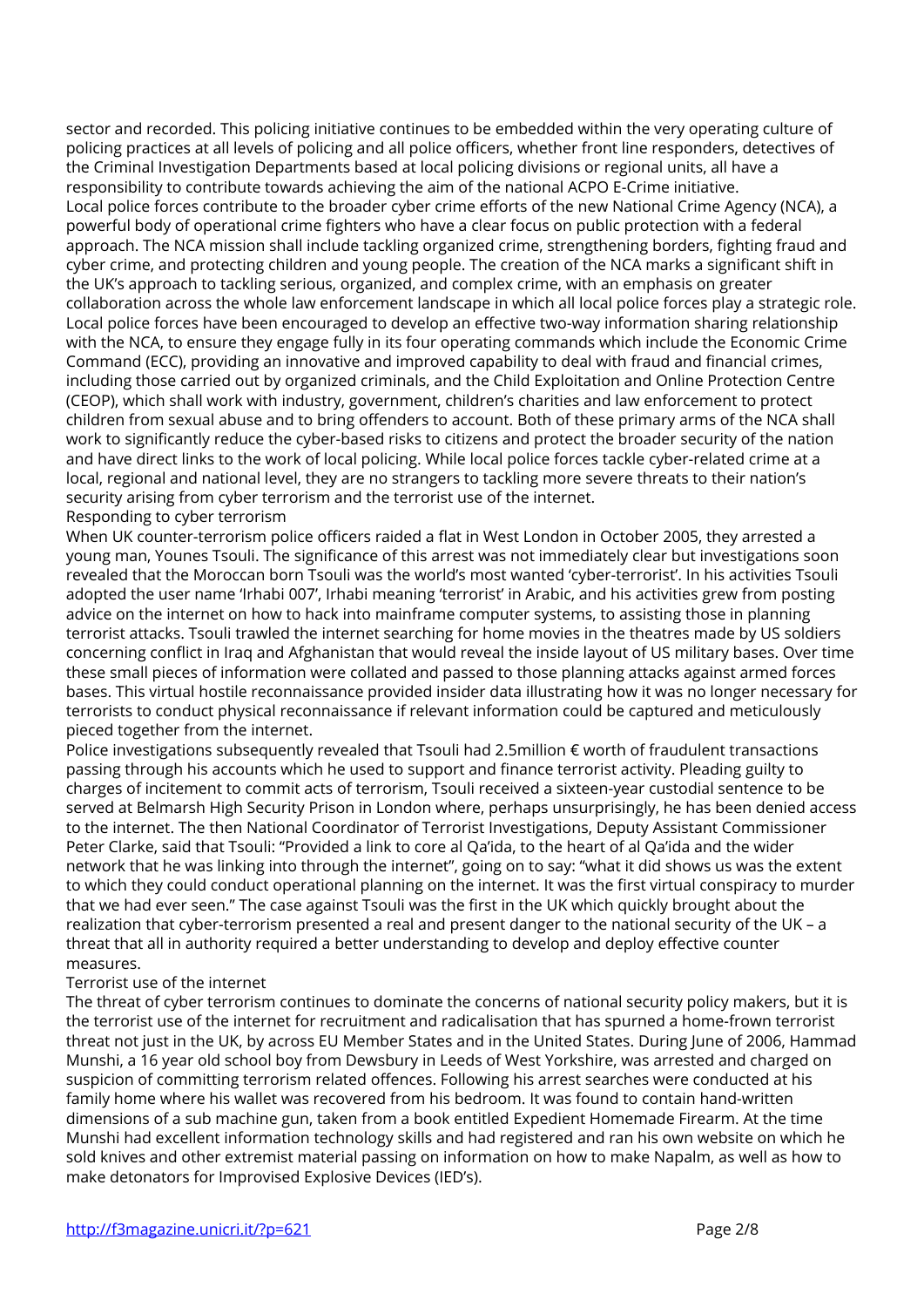sector and recorded. This policing initiative continues to be embedded within the very operating culture of policing practices at all levels of policing and all police officers, whether front line responders, detectives of the Criminal Investigation Departments based at local policing divisions or regional units, all have a responsibility to contribute towards achieving the aim of the national ACPO E-Crime initiative.

Local police forces contribute to the broader cyber crime efforts of the new National Crime Agency (NCA), a powerful body of operational crime fighters who have a clear focus on public protection with a federal approach. The NCA mission shall include tackling organized crime, strengthening borders, fighting fraud and cyber crime, and protecting children and young people. The creation of the NCA marks a significant shift in the UK's approach to tackling serious, organized, and complex crime, with an emphasis on greater collaboration across the whole law enforcement landscape in which all local police forces play a strategic role. Local police forces have been encouraged to develop an effective two-way information sharing relationship with the NCA, to ensure they engage fully in its four operating commands which include the Economic Crime Command (ECC), providing an innovative and improved capability to deal with fraud and financial crimes, including those carried out by organized criminals, and the Child Exploitation and Online Protection Centre (CEOP), which shall work with industry, government, children's charities and law enforcement to protect children from sexual abuse and to bring offenders to account. Both of these primary arms of the NCA shall work to significantly reduce the cyber-based risks to citizens and protect the broader security of the nation and have direct links to the work of local policing. While local police forces tackle cyber-related crime at a local, regional and national level, they are no strangers to tackling more severe threats to their nation's security arising from cyber terrorism and the terrorist use of the internet.

## Responding to cyber terrorism

When UK counter-terrorism police officers raided a flat in West London in October 2005, they arrested a young man, Younes Tsouli. The significance of this arrest was not immediately clear but investigations soon revealed that the Moroccan born Tsouli was the world's most wanted 'cyber-terrorist'. In his activities Tsouli adopted the user name 'Irhabi 007', Irhabi meaning 'terrorist' in Arabic, and his activities grew from posting advice on the internet on how to hack into mainframe computer systems, to assisting those in planning terrorist attacks. Tsouli trawled the internet searching for home movies in the theatres made by US soldiers concerning conflict in Iraq and Afghanistan that would reveal the inside layout of US military bases. Over time these small pieces of information were collated and passed to those planning attacks against armed forces bases. This virtual hostile reconnaissance provided insider data illustrating how it was no longer necessary for terrorists to conduct physical reconnaissance if relevant information could be captured and meticulously pieced together from the internet.

Police investigations subsequently revealed that Tsouli had 2.5million € worth of fraudulent transactions passing through his accounts which he used to support and finance terrorist activity. Pleading guilty to charges of incitement to commit acts of terrorism, Tsouli received a sixteen-year custodial sentence to be served at Belmarsh High Security Prison in London where, perhaps unsurprisingly, he has been denied access to the internet. The then National Coordinator of Terrorist Investigations, Deputy Assistant Commissioner Peter Clarke, said that Tsouli: "Provided a link to core al Qa'ida, to the heart of al Qa'ida and the wider network that he was linking into through the internet", going on to say: "what it did shows us was the extent to which they could conduct operational planning on the internet. It was the first virtual conspiracy to murder that we had ever seen." The case against Tsouli was the first in the UK which quickly brought about the realization that cyber-terrorism presented a real and present danger to the national security of the UK – a threat that all in authority required a better understanding to develop and deploy effective counter measures.

## Terrorist use of the internet

The threat of cyber terrorism continues to dominate the concerns of national security policy makers, but it is the terrorist use of the internet for recruitment and radicalisation that has spurned a home-frown terrorist threat not just in the UK, by across EU Member States and in the United States. During June of 2006, Hammad Munshi, a 16 year old school boy from Dewsbury in Leeds of West Yorkshire, was arrested and charged on suspicion of committing terrorism related offences. Following his arrest searches were conducted at his family home where his wallet was recovered from his bedroom. It was found to contain hand-written dimensions of a sub machine gun, taken from a book entitled Expedient Homemade Firearm. At the time Munshi had excellent information technology skills and had registered and ran his own website on which he sold knives and other extremist material passing on information on how to make Napalm, as well as how to make detonators for Improvised Explosive Devices (IED's).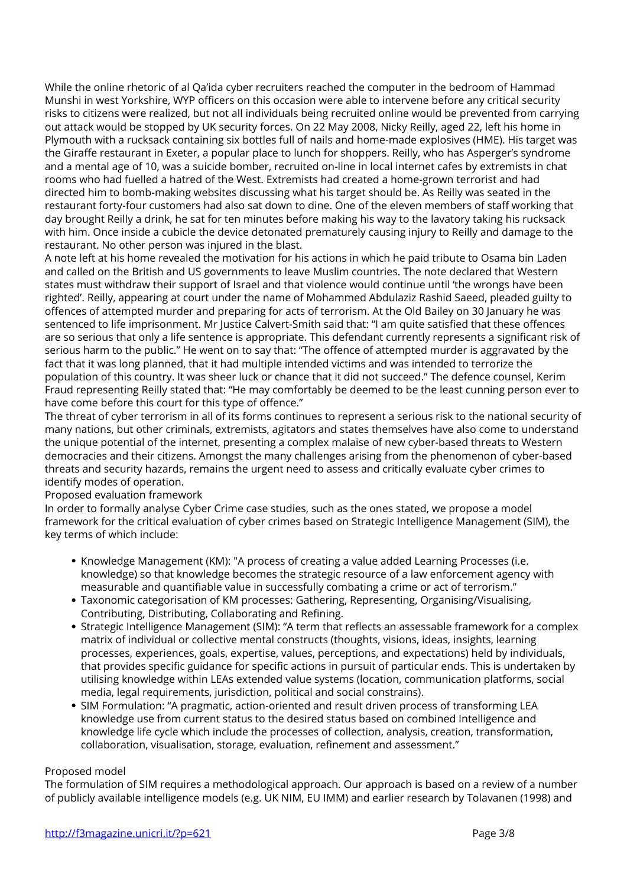While the online rhetoric of al Qa'ida cyber recruiters reached the computer in the bedroom of Hammad Munshi in west Yorkshire, WYP officers on this occasion were able to intervene before any critical security risks to citizens were realized, but not all individuals being recruited online would be prevented from carrying out attack would be stopped by UK security forces. On 22 May 2008, Nicky Reilly, aged 22, left his home in Plymouth with a rucksack containing six bottles full of nails and home-made explosives (HME). His target was the Giraffe restaurant in Exeter, a popular place to lunch for shoppers. Reilly, who has Asperger's syndrome and a mental age of 10, was a suicide bomber, recruited on-line in local internet cafes by extremists in chat rooms who had fuelled a hatred of the West. Extremists had created a home-grown terrorist and had directed him to bomb-making websites discussing what his target should be. As Reilly was seated in the restaurant forty-four customers had also sat down to dine. One of the eleven members of staff working that day brought Reilly a drink, he sat for ten minutes before making his way to the lavatory taking his rucksack with him. Once inside a cubicle the device detonated prematurely causing injury to Reilly and damage to the restaurant. No other person was injured in the blast.

A note left at his home revealed the motivation for his actions in which he paid tribute to Osama bin Laden and called on the British and US governments to leave Muslim countries. The note declared that Western states must withdraw their support of Israel and that violence would continue until 'the wrongs have been righted'. Reilly, appearing at court under the name of Mohammed Abdulaziz Rashid Saeed, pleaded guilty to offences of attempted murder and preparing for acts of terrorism. At the Old Bailey on 30 January he was sentenced to life imprisonment. Mr Justice Calvert-Smith said that: "I am quite satisfied that these offences are so serious that only a life sentence is appropriate. This defendant currently represents a significant risk of serious harm to the public." He went on to say that: "The offence of attempted murder is aggravated by the fact that it was long planned, that it had multiple intended victims and was intended to terrorize the population of this country. It was sheer luck or chance that it did not succeed." The defence counsel, Kerim Fraud representing Reilly stated that: "He may comfortably be deemed to be the least cunning person ever to have come before this court for this type of offence."

The threat of cyber terrorism in all of its forms continues to represent a serious risk to the national security of many nations, but other criminals, extremists, agitators and states themselves have also come to understand the unique potential of the internet, presenting a complex malaise of new cyber-based threats to Western democracies and their citizens. Amongst the many challenges arising from the phenomenon of cyber-based threats and security hazards, remains the urgent need to assess and critically evaluate cyber crimes to identify modes of operation.

Proposed evaluation framework

In order to formally analyse Cyber Crime case studies, such as the ones stated, we propose a model framework for the critical evaluation of cyber crimes based on Strategic Intelligence Management (SIM), the key terms of which include:

- Knowledge Management (KM): "A process of creating a value added Learning Processes (i.e. knowledge) so that knowledge becomes the strategic resource of a law enforcement agency with measurable and quantifiable value in successfully combating a crime or act of terrorism."
- Taxonomic categorisation of KM processes: Gathering, Representing, Organising/Visualising, Contributing, Distributing, Collaborating and Refining.
- Strategic Intelligence Management (SIM): "A term that reflects an assessable framework for a complex matrix of individual or collective mental constructs (thoughts, visions, ideas, insights, learning processes, experiences, goals, expertise, values, perceptions, and expectations) held by individuals, that provides specific guidance for specific actions in pursuit of particular ends. This is undertaken by utilising knowledge within LEAs extended value systems (location, communication platforms, social media, legal requirements, jurisdiction, political and social constrains).
- SIM Formulation: "A pragmatic, action-oriented and result driven process of transforming LEA knowledge use from current status to the desired status based on combined Intelligence and knowledge life cycle which include the processes of collection, analysis, creation, transformation, collaboration, visualisation, storage, evaluation, refinement and assessment."

Proposed model

The formulation of SIM requires a methodological approach. Our approach is based on a review of a number of publicly available intelligence models (e.g. UK NIM, EU IMM) and earlier research by Tolavanen (1998) and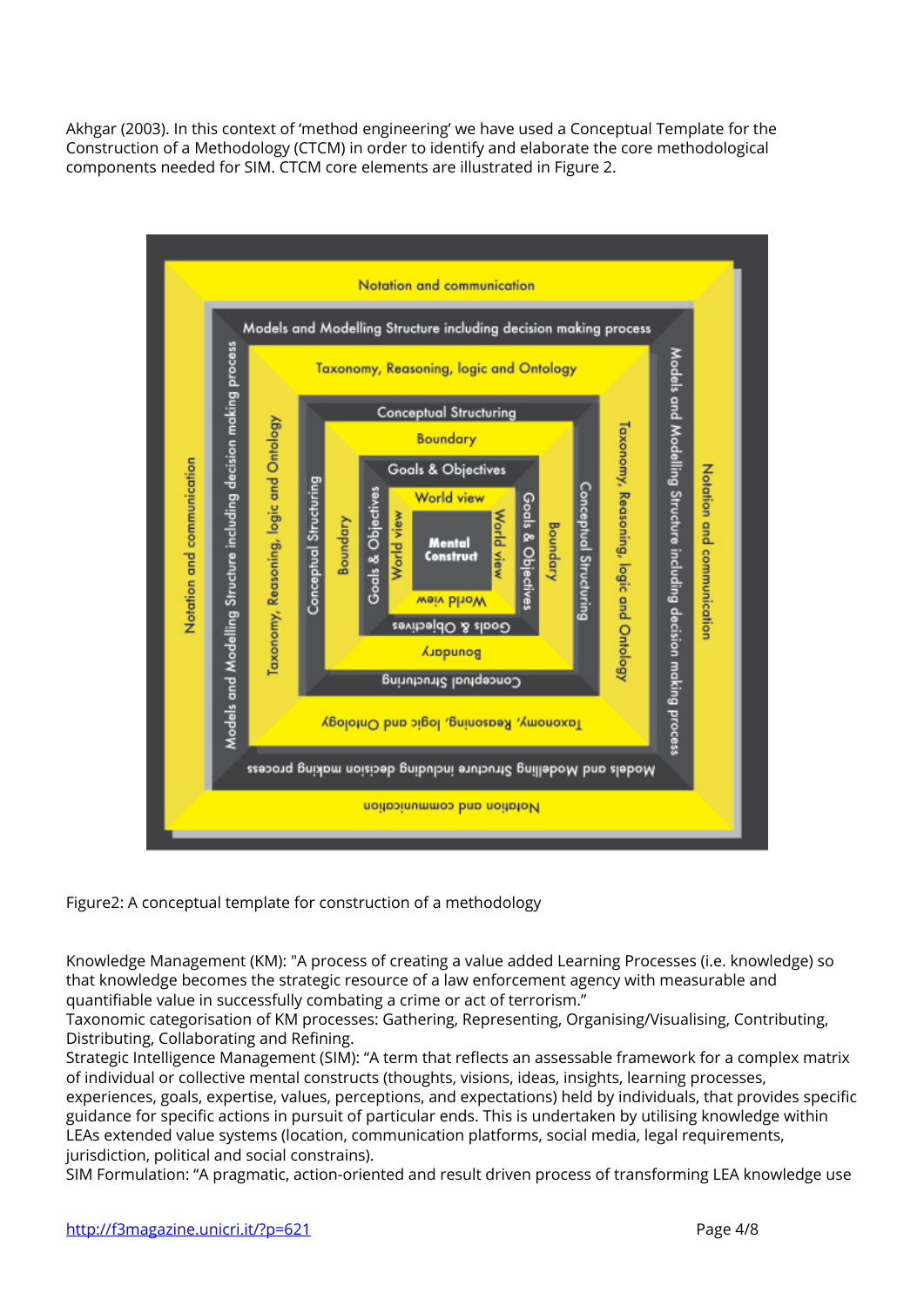Akhgar (2003). In this context of 'method engineering' we have used a Conceptual Template for the Construction of a Methodology (CTCM) in order to identify and elaborate the core methodological components needed for SIM. CTCM core elements are illustrated in Figure 2.

Figure2: A conceptual template for construction of a methodology

Knowledge Management (KM): "A process of creating a value added Learning Processes (i.e. knowledge) so that knowledge becomes the strategic resource of a law enforcement agency with measurable and quantifiable value in successfully combating a crime or act of terrorism."

Taxonomic categorisation of KM processes: Gathering, Representing, Organising/Visualising, Contributing, Distributing, Collaborating and Refining.

Strategic Intelligence Management (SIM): "A term that reflects an assessable framework for a complex matrix of individual or collective mental constructs (thoughts, visions, ideas, insights, learning processes, experiences, goals, expertise, values, perceptions, and expectations) held by individuals, that provides specific guidance for specific actions in pursuit of particular ends. This is undertaken by utilising knowledge within LEAs extended value systems (location, communication platforms, social media, legal requirements, jurisdiction, political and social constrains).

SIM Formulation: "A pragmatic, action-oriented and result driven process of transforming LEA knowledge use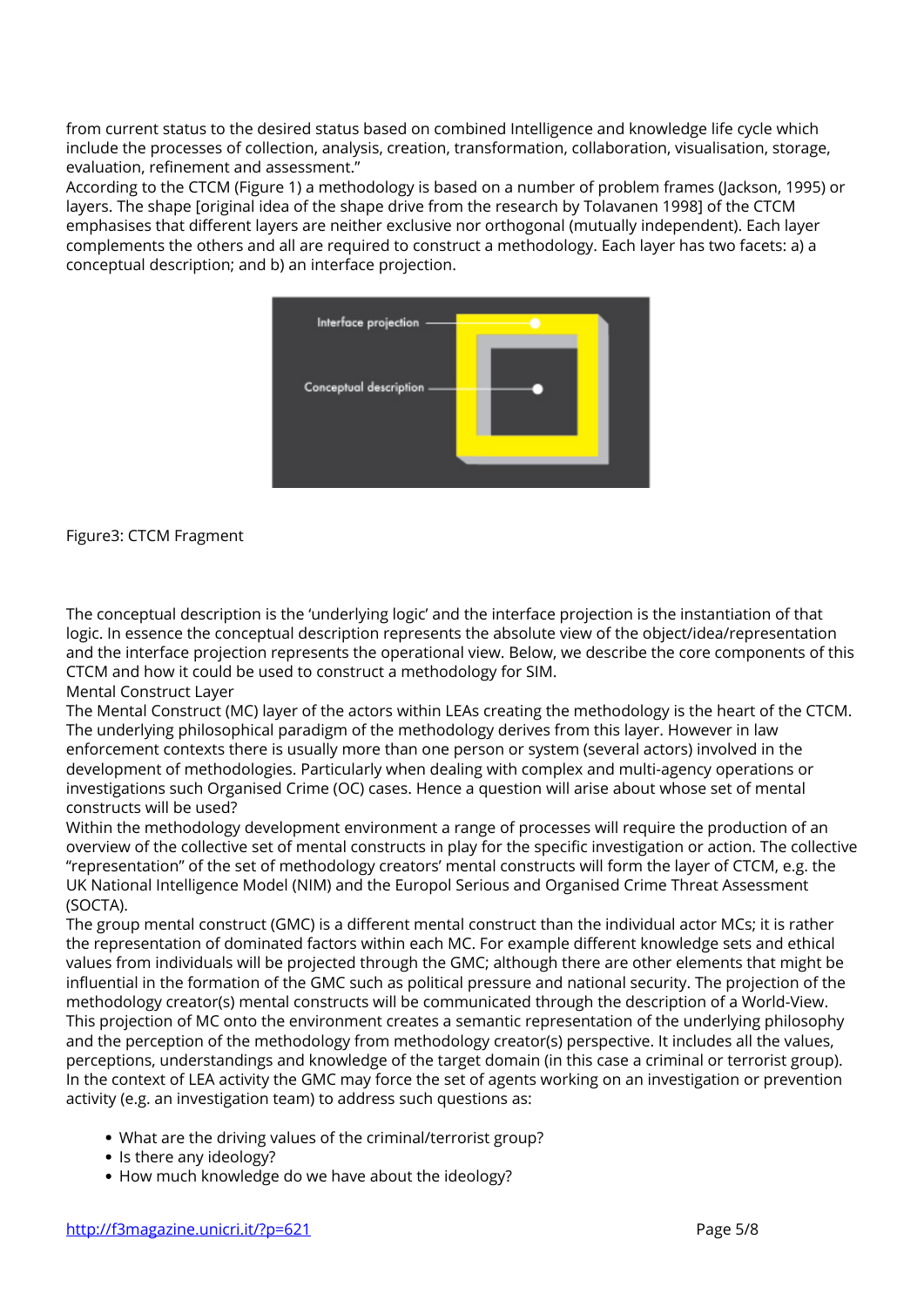from current status to the desired status based on combined Intelligence and knowledge life cycle which include the processes of collection, analysis, creation, transformation, collaboration, visualisation, storage, evaluation, refinement and assessment."

According to the CTCM (Figure 1) a methodology is based on a number of problem frames (Jackson, 1995) or layers. The shape [original idea of the shape drive from the research by Tolavanen 1998] of the CTCM emphasises that different layers are neither exclusive nor orthogonal (mutually independent). Each layer complements the others and all are required to construct a methodology. Each layer has two facets: a) a conceptual description; and b) an interface projection.

Figure3: CTCM Fragment

The conceptual description is the 'underlying logic' and the interface projection is the instantiation of that logic. In essence the conceptual description represents the absolute view of the object/idea/representation and the interface projection represents the operational view. Below, we describe the core components of this CTCM and how it could be used to construct a methodology for SIM.

Mental Construct Layer

The Mental Construct (MC) layer of the actors within LEAs creating the methodology is the heart of the CTCM. The underlying philosophical paradigm of the methodology derives from this layer. However in law enforcement contexts there is usually more than one person or system (several actors) involved in the development of methodologies. Particularly when dealing with complex and multi-agency operations or investigations such Organised Crime (OC) cases. Hence a question will arise about whose set of mental constructs will be used?

Within the methodology development environment a range of processes will require the production of an overview of the collective set of mental constructs in play for the specific investigation or action. The collective "representation" of the set of methodology creators' mental constructs will form the layer of CTCM, e.g. the UK National Intelligence Model (NIM) and the Europol Serious and Organised Crime Threat Assessment (SOCTA).

The group mental construct (GMC) is a different mental construct than the individual actor MCs; it is rather the representation of dominated factors within each MC. For example different knowledge sets and ethical values from individuals will be projected through the GMC; although there are other elements that might be influential in the formation of the GMC such as political pressure and national security. The projection of the methodology creator(s) mental constructs will be communicated through the description of a World-View. This projection of MC onto the environment creates a semantic representation of the underlying philosophy and the perception of the methodology from methodology creator(s) perspective. It includes all the values, perceptions, understandings and knowledge of the target domain (in this case a criminal or terrorist group). In the context of LEA activity the GMC may force the set of agents working on an investigation or prevention activity (e.g. an investigation team) to address such questions as:

- What are the driving values of the criminal/terrorist group?
- Is there any ideology?
- How much knowledge do we have about the ideology?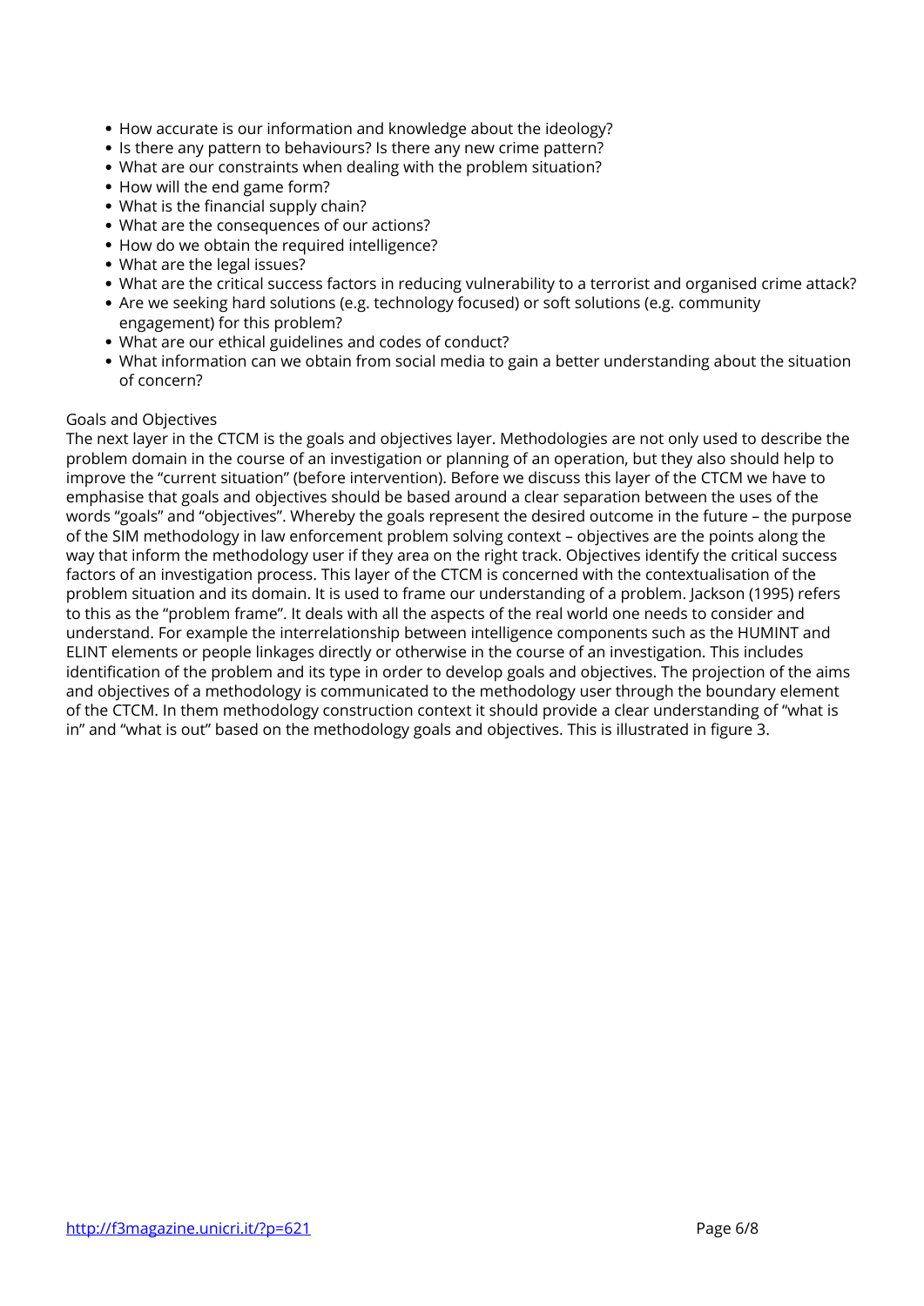- How accurate is our information and knowledge about the ideology?
- Is there any pattern to behaviours? Is there any new crime pattern?
- What are our constraints when dealing with the problem situation?
- How will the end game form?
- What is the financial supply chain?
- What are the consequences of our actions?
- How do we obtain the required intelligence?
- What are the legal issues?
- What are the critical success factors in reducing vulnerability to a terrorist and organised crime attack?
- Are we seeking hard solutions (e.g. technology focused) or soft solutions (e.g. community engagement) for this problem?
- What are our ethical guidelines and codes of conduct?
- What information can we obtain from social media to gain a better understanding about the situation of concern?

Goals and Objectives

The next layer in the CTCM is the goals and objectives layer. Methodologies are not only used to describe the problem domain in the course of an investigation or planning of an operation, but they also should help to improve the "current situation" (before intervention). Before we discuss this layer of the CTCM we have to emphasise that goals and objectives should be based around a clear separation between the uses of the words "goals" and "objectives". Whereby the goals represent the desired outcome in the future – the purpose of the SIM methodology in law enforcement problem solving context – objectives are the points along the way that inform the methodology user if they area on the right track. Objectives identify the critical success factors of an investigation process. This layer of the CTCM is concerned with the contextualisation of the problem situation and its domain. It is used to frame our understanding of a problem. Jackson (1995) refers to this as the "problem frame". It deals with all the aspects of the real world one needs to consider and understand. For example the interrelationship between intelligence components such as the HUMINT and ELINT elements or people linkages directly or otherwise in the course of an investigation. This includes identification of the problem and its type in order to develop goals and objectives. The projection of the aims and objectives of a methodology is communicated to the methodology user through the boundary element of the CTCM. In them methodology construction context it should provide a clear understanding of "what is in" and "what is out" based on the methodology goals and objectives. This is illustrated in figure 3.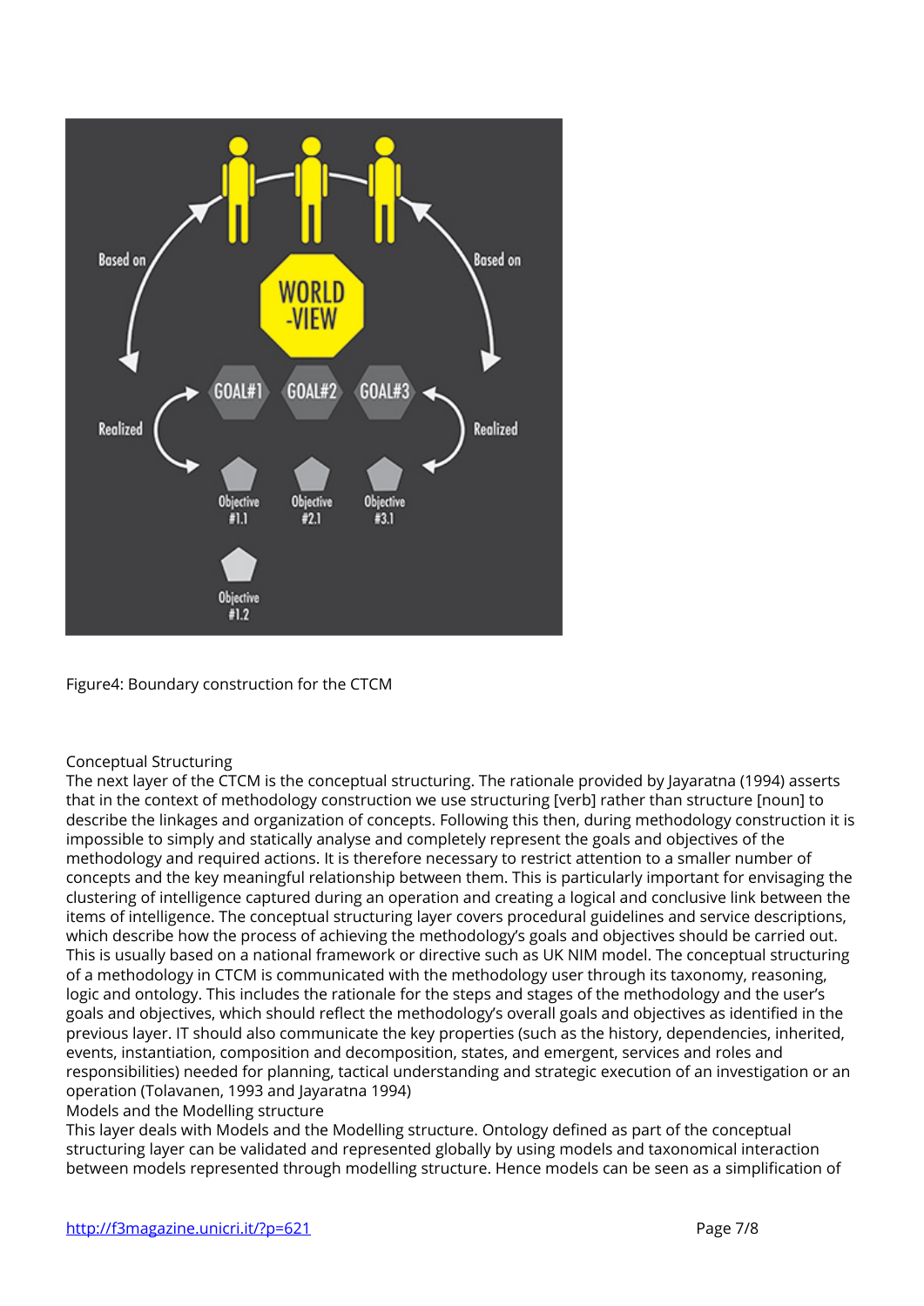Figure4: Boundary construction for the CTCM

## Conceptual Structuring

The next layer of the CTCM is the conceptual structuring. The rationale provided by Jayaratna (1994) asserts that in the context of methodology construction we use structuring [verb] rather than structure [noun] to describe the linkages and organization of concepts. Following this then, during methodology construction it is impossible to simply and statically analyse and completely represent the goals and objectives of the methodology and required actions. It is therefore necessary to restrict attention to a smaller number of concepts and the key meaningful relationship between them. This is particularly important for envisaging the clustering of intelligence captured during an operation and creating a logical and conclusive link between the items of intelligence. The conceptual structuring layer covers procedural guidelines and service descriptions, which describe how the process of achieving the methodology's goals and objectives should be carried out. This is usually based on a national framework or directive such as UK NIM model. The conceptual structuring of a methodology in CTCM is communicated with the methodology user through its taxonomy, reasoning, logic and ontology. This includes the rationale for the steps and stages of the methodology and the user's goals and objectives, which should reflect the methodology's overall goals and objectives as identified in the previous layer. IT should also communicate the key properties (such as the history, dependencies, inherited, events, instantiation, composition and decomposition, states, and emergent, services and roles and responsibilities) needed for planning, tactical understanding and strategic execution of an investigation or an operation (Tolavanen, 1993 and Jayaratna 1994)

## Models and the Modelling structure

This layer deals with Models and the Modelling structure. Ontology defined as part of the conceptual structuring layer can be validated and represented globally by using models and taxonomical interaction between models represented through modelling structure. Hence models can be seen as a simplification of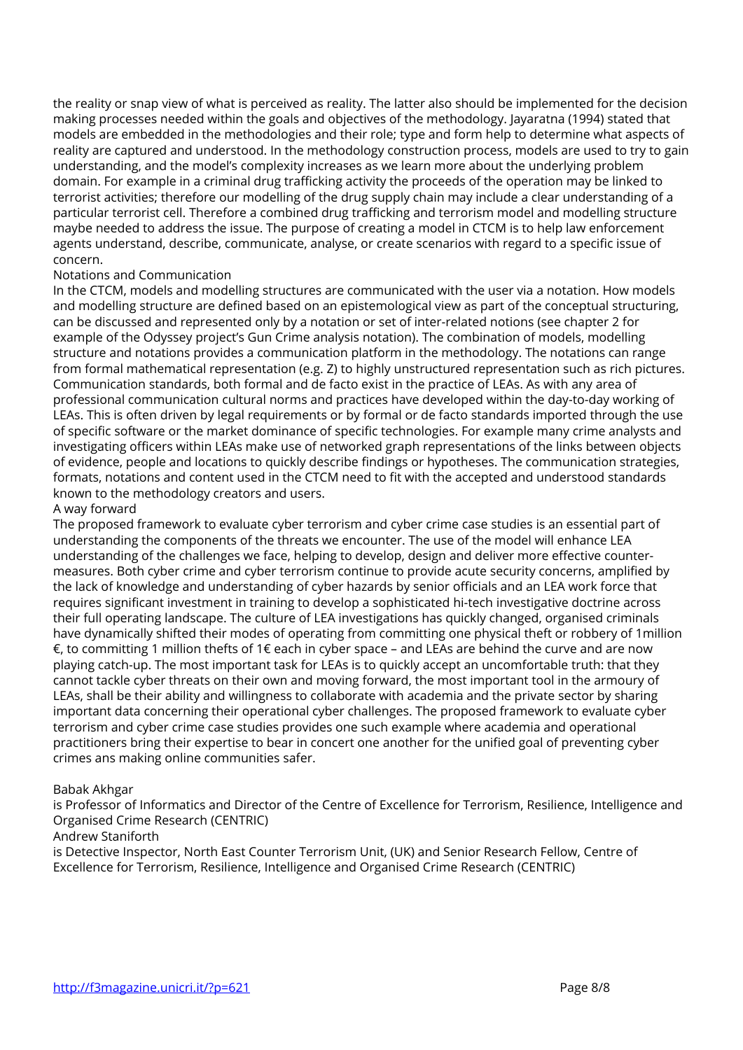the reality or snap view of what is perceived as reality. The latter also should be implemented for the decision making processes needed within the goals and objectives of the methodology. Jayaratna (1994) stated that models are embedded in the methodologies and their role; type and form help to determine what aspects of reality are captured and understood. In the methodology construction process, models are used to try to gain understanding, and the model's complexity increases as we learn more about the underlying problem domain. For example in a criminal drug trafficking activity the proceeds of the operation may be linked to terrorist activities; therefore our modelling of the drug supply chain may include a clear understanding of a particular terrorist cell. Therefore a combined drug trafficking and terrorism model and modelling structure maybe needed to address the issue. The purpose of creating a model in CTCM is to help law enforcement agents understand, describe, communicate, analyse, or create scenarios with regard to a specific issue of concern.

### Notations and Communication

In the CTCM, models and modelling structures are communicated with the user via a notation. How models and modelling structure are defined based on an epistemological view as part of the conceptual structuring, can be discussed and represented only by a notation or set of inter-related notions (see chapter 2 for example of the Odyssey project's Gun Crime analysis notation). The combination of models, modelling structure and notations provides a communication platform in the methodology. The notations can range from formal mathematical representation (e.g. Z) to highly unstructured representation such as rich pictures. Communication standards, both formal and de facto exist in the practice of LEAs. As with any area of professional communication cultural norms and practices have developed within the day-to-day working of LEAs. This is often driven by legal requirements or by formal or de facto standards imported through the use of specific software or the market dominance of specific technologies. For example many crime analysts and investigating officers within LEAs make use of networked graph representations of the links between objects of evidence, people and locations to quickly describe findings or hypotheses. The communication strategies, formats, notations and content used in the CTCM need to fit with the accepted and understood standards known to the methodology creators and users.

### A way forward

The proposed framework to evaluate cyber terrorism and cyber crime case studies is an essential part of understanding the components of the threats we encounter. The use of the model will enhance LEA understanding of the challenges we face, helping to develop, design and deliver more effective counter-measures. Both cyber crime and cyber terrorism continue to provide acute security concerns, amplified by the lack of knowledge and understanding of cyber hazards by senior officials and an LEA work force that requires significant investment in training to develop a sophisticated hi-tech investigative doctrine across their full operating landscape. The culture of LEA investigations has quickly changed, organised criminals have dynamically shifted their modes of operating from committing one physical theft or robbery of 1million €, to committing 1 million thefts of 1€ each in cyber space – and LEAs are behind the curve and are now playing catch-up. The most important task for LEAs is to quickly accept an uncomfortable truth: that they cannot tackle cyber threats on their own and moving forward, the most important tool in the armoury of LEAs, shall be their ability and willingness to collaborate with academia and the private sector by sharing important data concerning their operational cyber challenges. The proposed framework to evaluate cyber terrorism and cyber crime case studies provides one such example where academia and operational practitioners bring their expertise to bear in concert one another for the unified goal of preventing cyber crimes ans making online communities safer.

Babak Akhgar
is Professor of Informatics and Director of the Centre of Excellence for Terrorism, Resilience, Intelligence and Organised Crime Research (CENTRIC)

Andrew Staniforth
is Detective Inspector, North East Counter Terrorism Unit, (UK) and Senior Research Fellow, Centre of Excellence for Terrorism, Resilience, Intelligence and Organised Crime Research (CENTRIC)